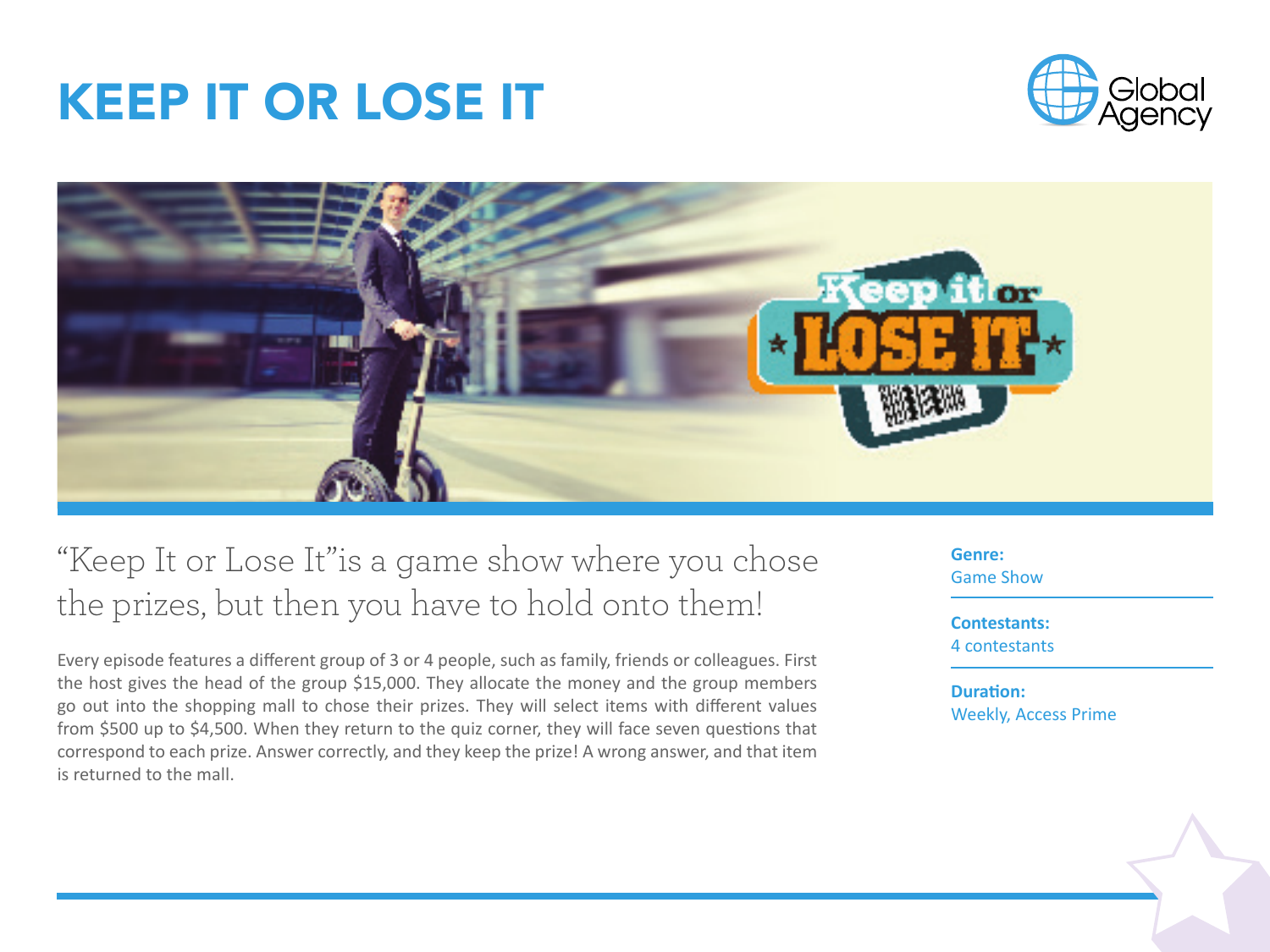# KEEP IT OR LOSE IT

Global Agency

"Keep It or Lose It"is a game show where you chose the prizes, but then you have to hold onto them!

Every episode features a different group of 3 or 4 people, such as family, friends or colleagues. First the host gives the head of the group $15,000. They allocate the money and the group members go out into the shopping mall to chose their prizes. They will select items with different values from $500 up to $4,500. When they return to the quiz corner, they will face seven questions that correspond to each prize. Answer correctly, and they keep the prize! A wrong answer, and that item is returned to the mall.

**Genre:**
Game Show

**Contestants:**
4 contestants

**Duration:**
Weekly, Access Prime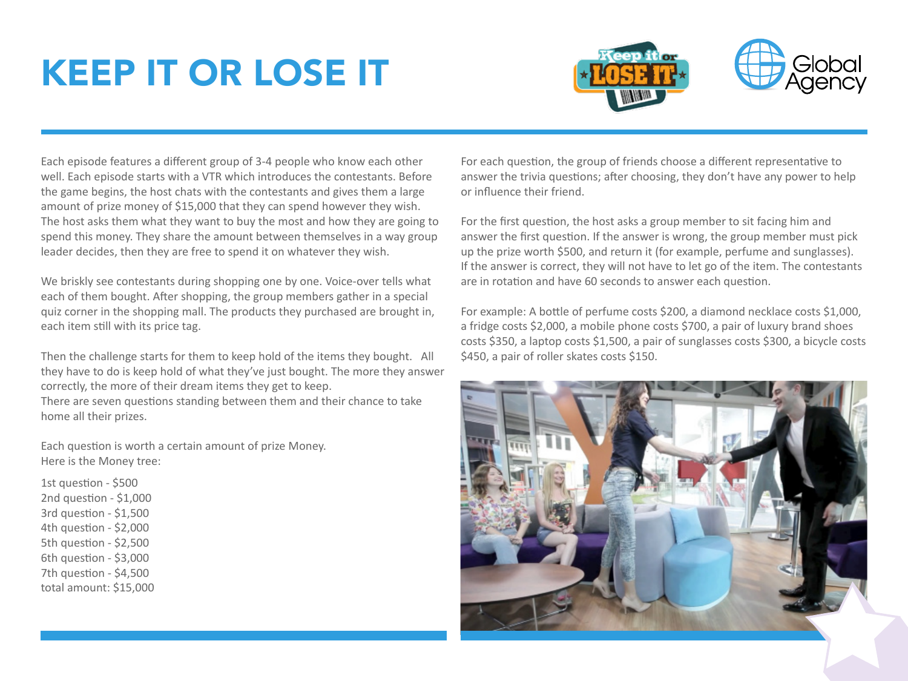# KEEP IT OR LOSE IT

Each episode features a different group of 3-4 people who know each other well. Each episode starts with a VTR which introduces the contestants. Before the game begins, the host chats with the contestants and gives them a large amount of prize money of $15,000 that they can spend however they wish. The host asks them what they want to buy the most and how they are going to spend this money. They share the amount between themselves in a way group leader decides, then they are free to spend it on whatever they wish.

We briskly see contestants during shopping one by one. Voice-over tells what each of them bought. After shopping, the group members gather in a special quiz corner in the shopping mall. The products they purchased are brought in, each item still with its price tag.

Then the challenge starts for them to keep hold of the items they bought. All they have to do is keep hold of what they've just bought. The more they answer correctly, the more of their dream items they get to keep.
There are seven questions standing between them and their chance to take home all their prizes.

Each question is worth a certain amount of prize Money.
Here is the Money tree:

1st question - $500
2nd question - $1,000
3rd question - $1,500
4th question - $2,000
5th question - $2,500
6th question - $3,000
7th question - $4,500
total amount: $15,000

For each question, the group of friends choose a different representative to answer the trivia questions; after choosing, they don't have any power to help or influence their friend.

For the first question, the host asks a group member to sit facing him and answer the first question. If the answer is wrong, the group member must pick up the prize worth $500, and return it (for example, perfume and sunglasses). If the answer is correct, they will not have to let go of the item. The contestants are in rotation and have 60 seconds to answer each question.

For example: A bottle of perfume costs $200, a diamond necklace costs $1,000, a fridge costs $2,000, a mobile phone costs $700, a pair of luxury brand shoes costs $350, a laptop costs $1,500, a pair of sunglasses costs $300, a bicycle costs $450, a pair of roller skates costs $150.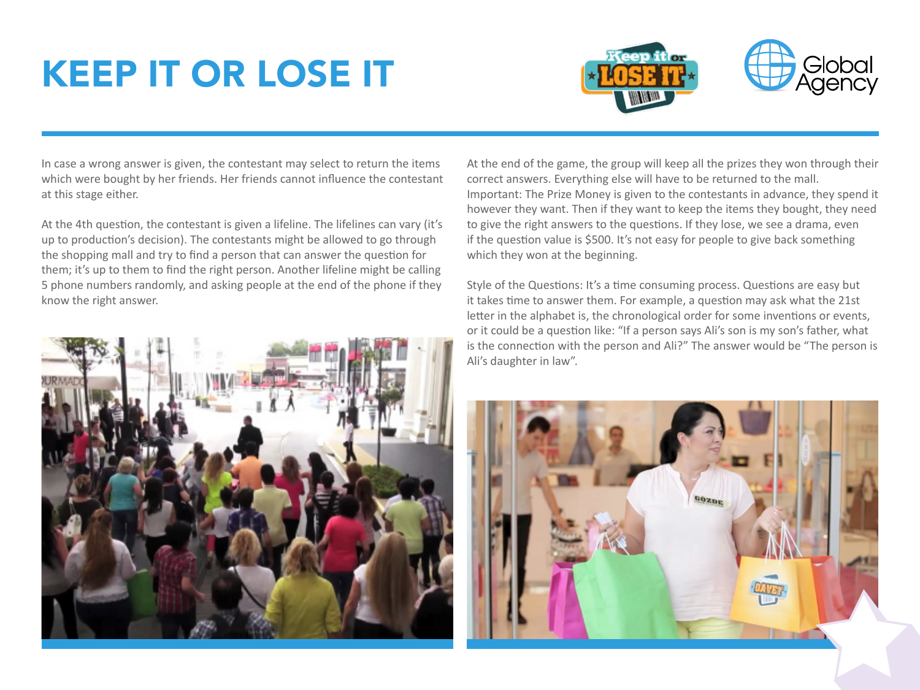# KEEP IT OR LOSE IT

In case a wrong answer is given, the contestant may select to return the items which were bought by her friends. Her friends cannot influence the contestant at this stage either.

At the 4th question, the contestant is given a lifeline. The lifelines can vary (it's up to production's decision). The contestants might be allowed to go through the shopping mall and try to find a person that can answer the question for them; it's up to them to find the right person. Another lifeline might be calling 5 phone numbers randomly, and asking people at the end of the phone if they know the right answer.

At the end of the game, the group will keep all the prizes they won through their correct answers. Everything else will have to be returned to the mall.
Important: The Prize Money is given to the contestants in advance, they spend it however they want. Then if they want to keep the items they bought, they need to give the right answers to the questions. If they lose, we see a drama, even if the question value is $500. It's not easy for people to give back something which they won at the beginning.

Style of the Questions: It's a time consuming process. Questions are easy but it takes time to answer them. For example, a question may ask what the 21st letter in the alphabet is, the chronological order for some inventions or events, or it could be a question like: "If a person says Ali's son is my son's father, what is the connection with the person and Ali?" The answer would be "The person is Ali's daughter in law".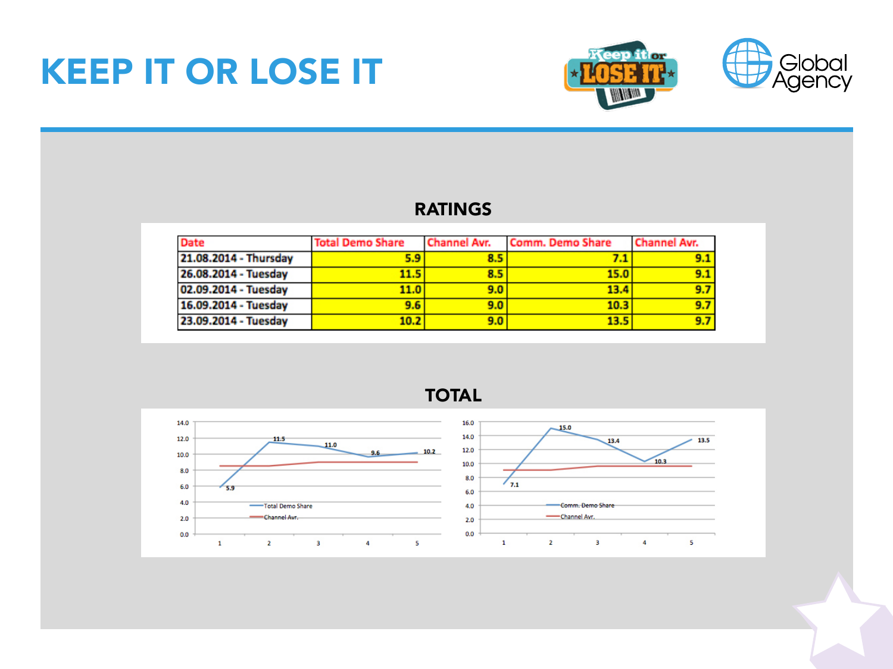# KEEP IT OR LOSE IT

## RATINGS

| Date | Total Demo Share | Channel Avr. | Comm. Demo Share | Channel Avr. |
|---|---|---|---|---|
| 21.08.2014 - Thursday | 5.9 | 8.5 | 7.1 | 9.1 |
| 26.08.2014 - Tuesday | 11.5 | 8.5 | 15.0 | 9.1 |
| 02.09.2014 - Tuesday | 11.0 | 9.0 | 13.4 | 9.7 |
| 16.09.2014 - Tuesday | 9.6 | 9.0 | 10.3 | 9.7 |
| 23.09.2014 - Tuesday | 10.2 | 9.0 | 13.5 | 9.7 |

## TOTAL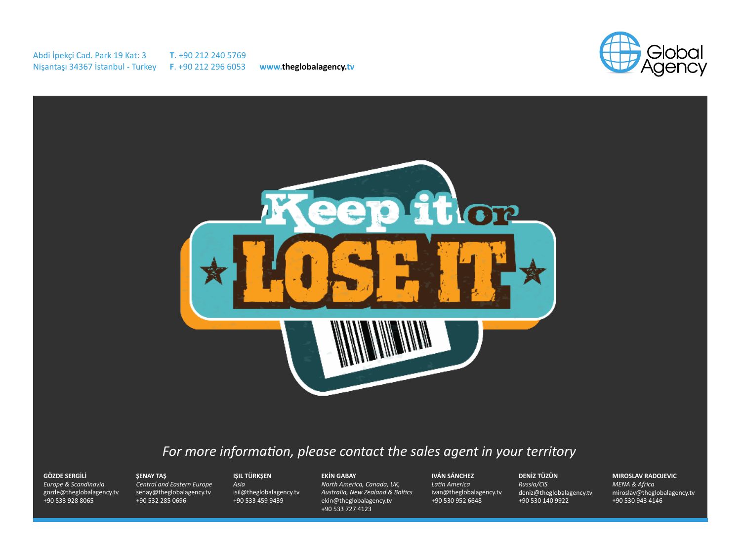Abdi İpekçi Cad. Park 19 Kat: 3
Nişantaşı 34367 İstanbul - Turkey

T. +90 212 240 5769
F. +90 212 296 6053

www.theglobalagency.tv

Global Agency

# Keep it or LOSE IT

*For more information, please contact the sales agent in your territory*

**GÖZDE SERGİLİ**
*Europe & Scandinavia*
gozde@theglobalagency.tv
+90 533 928 8065

**ŞENAY TAŞ**
*Central and Eastern Europe*
senay@theglobalagency.tv
+90 532 285 0696

**IŞIL TÜRKŞEN**
*Asia*
isil@theglobalagency.tv
+90 533 459 9439

**EKİN GABAY**
*North America, Canada, UK, Australia, New Zealand & Baltics*
ekin@theglobalagency.tv
+90 533 727 4123

**IVÁN SÁNCHEZ**
*Latin America*
ivan@theglobalagency.tv
+90 530 952 6648

**DENİZ TÜZÜN**
*Russia/CIS*
deniz@theglobalagency.tv
+90 530 140 9922

**MIROSLAV RADOJEVIC**
*MENA & Africa*
miroslav@theglobalagency.tv
+90 530 943 4146